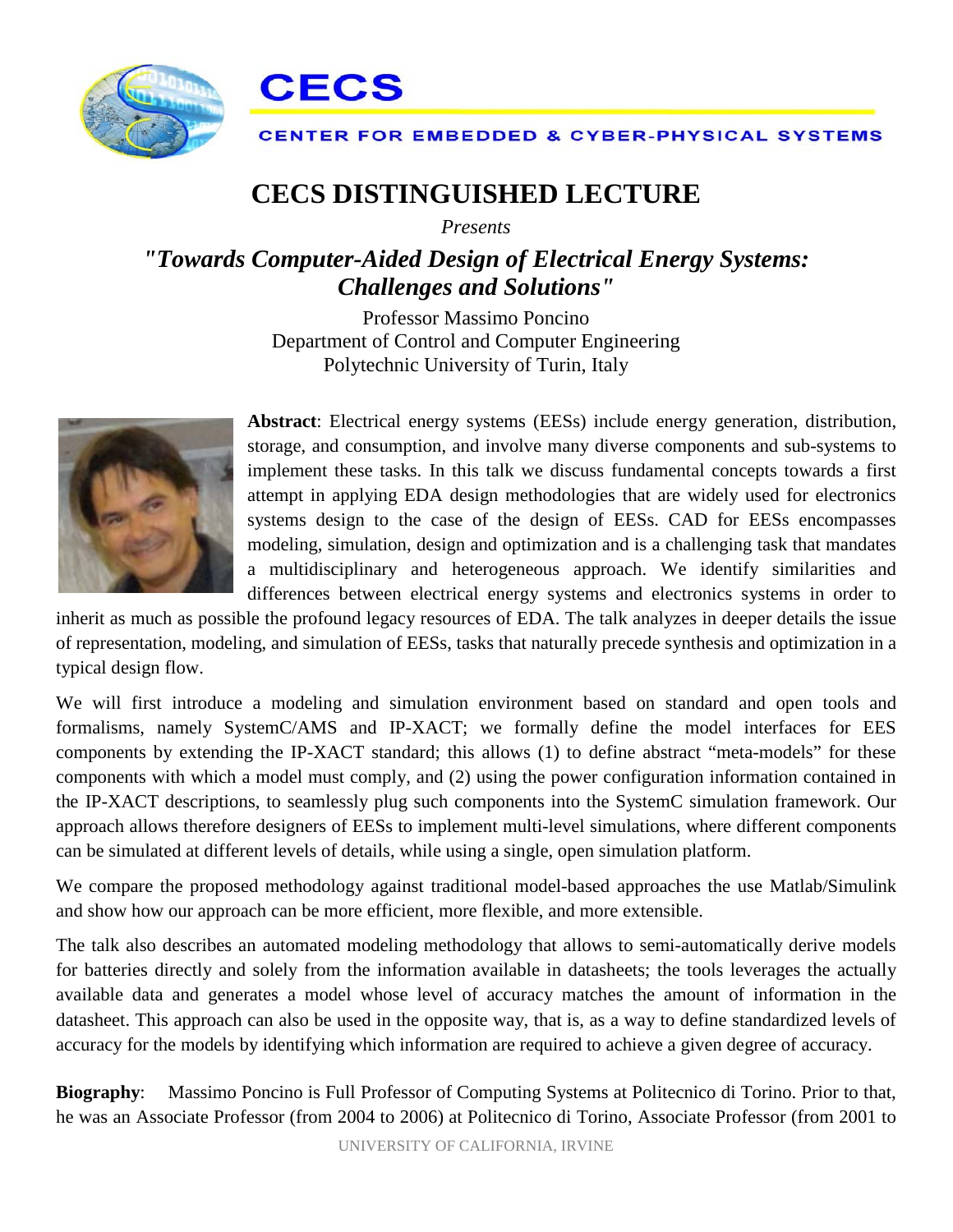CECS

CENTER FOR EMBEDDED & CYBER-PHYSICAL SYSTEMS

# CECS DISTINGUISHED LECTURE

*Presents*

## *"Towards Computer-Aided Design of Electrical Energy Systems: Challenges and Solutions"*

Professor Massimo Poncino
Department of Control and Computer Engineering
Polytechnic University of Turin, Italy

**Abstract**: Electrical energy systems (EESs) include energy generation, distribution, storage, and consumption, and involve many diverse components and sub-systems to implement these tasks. In this talk we discuss fundamental concepts towards a first attempt in applying EDA design methodologies that are widely used for electronics systems design to the case of the design of EESs. CAD for EESs encompasses modeling, simulation, design and optimization and is a challenging task that mandates a multidisciplinary and heterogeneous approach. We identify similarities and differences between electrical energy systems and electronics systems in order to inherit as much as possible the profound legacy resources of EDA. The talk analyzes in deeper details the issue of representation, modeling, and simulation of EESs, tasks that naturally precede synthesis and optimization in a typical design flow.

We will first introduce a modeling and simulation environment based on standard and open tools and formalisms, namely SystemC/AMS and IP-XACT; we formally define the model interfaces for EES components by extending the IP-XACT standard; this allows (1) to define abstract "meta-models" for these components with which a model must comply, and (2) using the power configuration information contained in the IP-XACT descriptions, to seamlessly plug such components into the SystemC simulation framework. Our approach allows therefore designers of EESs to implement multi-level simulations, where different components can be simulated at different levels of details, while using a single, open simulation platform.

We compare the proposed methodology against traditional model-based approaches the use Matlab/Simulink and show how our approach can be more efficient, more flexible, and more extensible.

The talk also describes an automated modeling methodology that allows to semi-automatically derive models for batteries directly and solely from the information available in datasheets; the tools leverages the actually available data and generates a model whose level of accuracy matches the amount of information in the datasheet. This approach can also be used in the opposite way, that is, as a way to define standardized levels of accuracy for the models by identifying which information are required to achieve a given degree of accuracy.

**Biography**: Massimo Poncino is Full Professor of Computing Systems at Politecnico di Torino. Prior to that, he was an Associate Professor (from 2004 to 2006) at Politecnico di Torino, Associate Professor (from 2001 to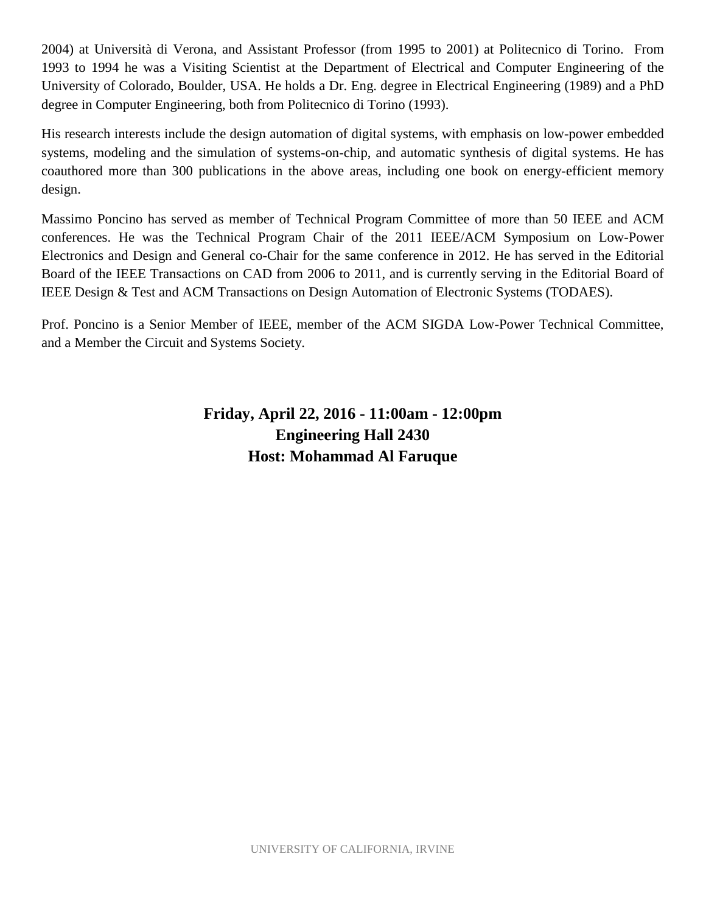2004) at Università di Verona, and Assistant Professor (from 1995 to 2001) at Politecnico di Torino. From 1993 to 1994 he was a Visiting Scientist at the Department of Electrical and Computer Engineering of the University of Colorado, Boulder, USA. He holds a Dr. Eng. degree in Electrical Engineering (1989) and a PhD degree in Computer Engineering, both from Politecnico di Torino (1993).

His research interests include the design automation of digital systems, with emphasis on low-power embedded systems, modeling and the simulation of systems-on-chip, and automatic synthesis of digital systems. He has coauthored more than 300 publications in the above areas, including one book on energy-efficient memory design.

Massimo Poncino has served as member of Technical Program Committee of more than 50 IEEE and ACM conferences. He was the Technical Program Chair of the 2011 IEEE/ACM Symposium on Low-Power Electronics and Design and General co-Chair for the same conference in 2012. He has served in the Editorial Board of the IEEE Transactions on CAD from 2006 to 2011, and is currently serving in the Editorial Board of IEEE Design & Test and ACM Transactions on Design Automation of Electronic Systems (TODAES).

Prof. Poncino is a Senior Member of IEEE, member of the ACM SIGDA Low-Power Technical Committee, and a Member the Circuit and Systems Society.

**Friday, April 22, 2016 - 11:00am - 12:00pm**
**Engineering Hall 2430**
**Host: Mohammad Al Faruque**